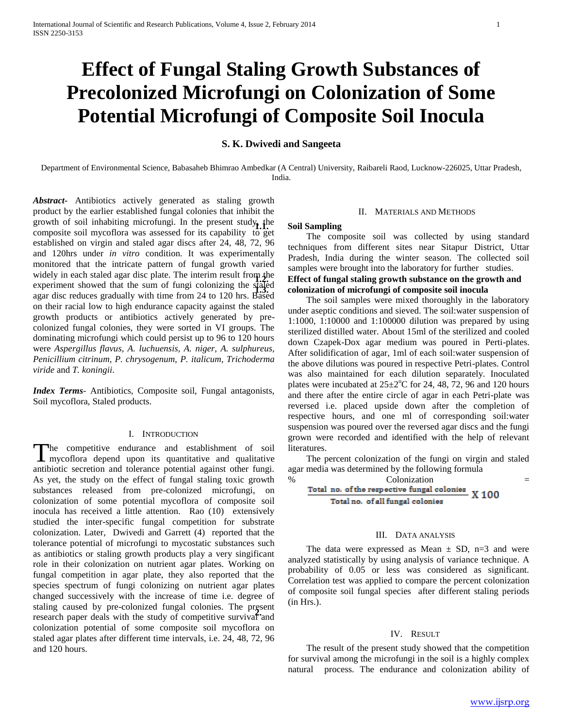# Effect of Fungal Staling Growth Substances of Precolonized Microfungi on Colonization of Some Potential Microfungi of Composite Soil Inocula

**S. K. Dwivedi and Sangeeta**

Department of Environmental Science, Babasaheb Bhimrao Ambedkar (A Central) University, Raibareli Raod, Lucknow-226025, Uttar Pradesh, India.

***Abstract*-** Antibiotics actively generated as staling growth product by the earlier established fungal colonies that inhibit the growth of soil inhabiting microfungi. In the present study, the composite soil mycoflora was assessed for its capability to get established on virgin and staled agar discs after 24, 48, 72, 96 and 120hrs under *in vitro* condition. It was experimentally monitored that the intricate pattern of fungal growth varied widely in each staled agar disc plate. The interim result from the experiment showed that the sum of fungi colonizing the staled agar disc reduces gradually with time from 24 to 120 hrs. Based on their racial low to high endurance capacity against the staled growth products or antibiotics actively generated by pre-colonized fungal colonies, they were sorted in VI groups. The dominating microfungi which could persist up to 96 to 120 hours were *Aspergillus flavus, A. luchuensis, A. niger, A. sulphureus, Penicillium citrinum, P. chrysogenum, P. italicum, Trichoderma viride* and *T. koningii*.

***Index Terms*-** Antibiotics, Composite soil, Fungal antagonists, Soil mycoflora, Staled products.

## I. Introduction

The competitive endurance and establishment of soil mycoflora depend upon its quantitative and qualitative antibiotic secretion and tolerance potential against other fungi. As yet, the study on the effect of fungal staling toxic growth substances released from pre-colonized microfungi, on colonization of some potential mycoflora of composite soil inocula has received a little attention. Rao (10) extensively studied the inter-specific fungal competition for substrate colonization. Later, Dwivedi and Garrett (4) reported that the tolerance potential of microfungi to mycostatic substances such as antibiotics or staling growth products play a very singificant role in their colonization on nutrient agar plates. Working on fungal competition in agar plate, they also reported that the species spectrum of fungi colonizing on nutrient agar plates changed successively with the increase of time i.e. degree of staling caused by pre-colonized fungal colonies. The present research paper deals with the study of competitive survival and colonization potential of some composite soil mycoflora on staled agar plates after different time intervals, i.e. 24, 48, 72, 96 and 120 hours.

## II. Materials and Methods

### Soil Sampling

The composite soil was collected by using standard techniques from different sites near Sitapur District, Uttar Pradesh, India during the winter season. The collected soil samples were brought into the laboratory for further studies.

### Effect of fungal staling growth substance on the growth and colonization of microfungi of composite soil inocula

The soil samples were mixed thoroughly in the laboratory under aseptic conditions and sieved. The soil:water suspension of 1:1000, 1:10000 and 1:100000 dilution was prepared by using sterilized distilled water. About 15ml of the sterilized and cooled down Czapek-Dox agar medium was poured in Perti-plates. After solidification of agar, 1ml of each soil:water suspension of the above dilutions was poured in respective Petri-plates. Control was also maintained for each dilution separately. Inoculated plates were incubated at $25\pm2^{o}$C for 24, 48, 72, 96 and 120 hours and there after the entire circle of agar in each Petri-plate was reversed i.e. placed upside down after the completion of respective hours, and one ml of corresponding soil:water suspension was poured over the reversed agar discs and the fungi grown were recorded and identified with the help of relevant literatures.

The percent colonization of the fungi on virgin and staled agar media was determined by the following formula

$$\% \text{ Colonization} = \frac{\text{Total no. of the respective fungal colonies}}{\text{Total no. of all fungal colonies}} \times 100$$

## III. Data Analysis

The data were expressed as Mean ± SD, n=3 and were analyzed statistically by using analysis of variance technique. A probability of 0.05 or less was considered as significant. Correlation test was applied to compare the percent colonization of composite soil fungal species after different staling periods (in Hrs.).

## IV. Result

The result of the present study showed that the competition for survival among the microfungi in the soil is a highly complex natural process. The endurance and colonization ability of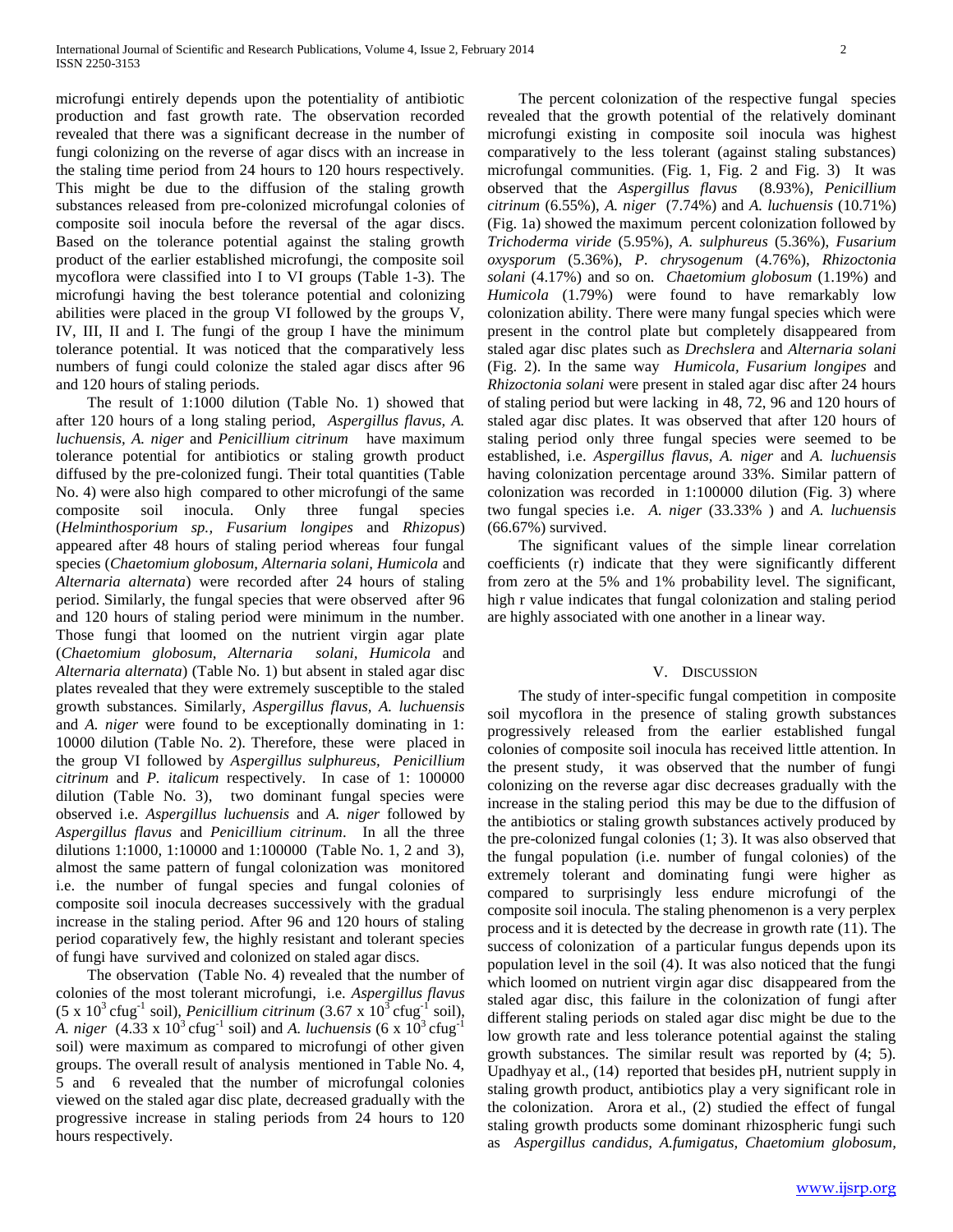microfungi entirely depends upon the potentiality of antibiotic production and fast growth rate. The observation recorded revealed that there was a significant decrease in the number of fungi colonizing on the reverse of agar discs with an increase in the staling time period from 24 hours to 120 hours respectively. This might be due to the diffusion of the staling growth substances released from pre-colonized microfungal colonies of composite soil inocula before the reversal of the agar discs. Based on the tolerance potential against the staling growth product of the earlier established microfungi, the composite soil mycoflora were classified into I to VI groups (Table 1-3). The microfungi having the best tolerance potential and colonizing abilities were placed in the group VI followed by the groups V, IV, III, II and I. The fungi of the group I have the minimum tolerance potential. It was noticed that the comparatively less numbers of fungi could colonize the staled agar discs after 96 and 120 hours of staling periods.

The result of 1:1000 dilution (Table No. 1) showed that after 120 hours of a long staling period, *Aspergillus flavus, A. luchuensis, A. niger* and *Penicillium citrinum* have maximum tolerance potential for antibiotics or staling growth product diffused by the pre-colonized fungi. Their total quantities (Table No. 4) were also high compared to other microfungi of the same composite soil inocula. Only three fungal species (*Helminthosporium sp., Fusarium longipes* and *Rhizopus*) appeared after 48 hours of staling period whereas four fungal species (*Chaetomium globosum, Alternaria solani, Humicola* and *Alternaria alternata*) were recorded after 24 hours of staling period. Similarly, the fungal species that were observed after 96 and 120 hours of staling period were minimum in the number. Those fungi that loomed on the nutrient virgin agar plate (*Chaetomium globosum, Alternaria solani, Humicola* and *Alternaria alternata*) (Table No. 1) but absent in staled agar disc plates revealed that they were extremely susceptible to the staled growth substances. Similarly, *Aspergillus flavus, A. luchuensis* and *A. niger* were found to be exceptionally dominating in 1: 10000 dilution (Table No. 2). Therefore, these were placed in the group VI followed by *Aspergillus sulphureus, Penicillium citrinum* and *P. italicum* respectively. In case of 1: 100000 dilution (Table No. 3), two dominant fungal species were observed i.e. *Aspergillus luchuensis* and *A. niger* followed by *Aspergillus flavus* and *Penicillium citrinum*. In all the three dilutions 1:1000, 1:10000 and 1:100000 (Table No. 1, 2 and 3), almost the same pattern of fungal colonization was monitored i.e. the number of fungal species and fungal colonies of composite soil inocula decreases successively with the gradual increase in the staling period. After 96 and 120 hours of staling period coparatively few, the highly resistant and tolerant species of fungi have survived and colonized on staled agar discs.

The observation (Table No. 4) revealed that the number of colonies of the most tolerant microfungi, i.e. *Aspergillus flavus* ($5 \times 10^3$ cfug$^{-1}$ soil), *Penicillium citrinum* ($3.67 \times 10^3$ cfug$^{-1}$ soil), *A. niger* ($4.33 \times 10^3$ cfug$^{-1}$ soil) and *A. luchuensis* ($6 \times 10^3$ cfug$^{-1}$ soil) were maximum as compared to microfungi of other given groups. The overall result of analysis mentioned in Table No. 4, 5 and 6 revealed that the number of microfungal colonies viewed on the staled agar disc plate, decreased gradually with the progressive increase in staling periods from 24 hours to 120 hours respectively.

The percent colonization of the respective fungal species revealed that the growth potential of the relatively dominant microfungi existing in composite soil inocula was highest comparatively to the less tolerant (against staling substances) microfungal communities. (Fig. 1, Fig. 2 and Fig. 3) It was observed that the *Aspergillus flavus* (8.93%), *Penicillium citrinum* (6.55%), *A. niger* (7.74%) and *A. luchuensis* (10.71%) (Fig. 1a) showed the maximum percent colonization followed by *Trichoderma viride* (5.95%), *A. sulphureus* (5.36%), *Fusarium oxysporum* (5.36%), *P. chrysogenum* (4.76%), *Rhizoctonia solani* (4.17%) and so on. *Chaetomium globosum* (1.19%) and *Humicola* (1.79%) were found to have remarkably low colonization ability. There were many fungal species which were present in the control plate but completely disappeared from staled agar disc plates such as *Drechslera* and *Alternaria solani* (Fig. 2). In the same way *Humicola, Fusarium longipes* and *Rhizoctonia solani* were present in staled agar disc after 24 hours of staling period but were lacking in 48, 72, 96 and 120 hours of staled agar disc plates. It was observed that after 120 hours of staling period only three fungal species were seemed to be established, i.e. *Aspergillus flavus, A. niger* and *A. luchuensis* having colonization percentage around 33%. Similar pattern of colonization was recorded in 1:100000 dilution (Fig. 3) where two fungal species i.e. *A. niger* (33.33% ) and *A. luchuensis* (66.67%) survived.

The significant values of the simple linear correlation coefficients (r) indicate that they were significantly different from zero at the 5% and 1% probability level. The significant, high r value indicates that fungal colonization and staling period are highly associated with one another in a linear way.

## V. Discussion

The study of inter-specific fungal competition in composite soil mycoflora in the presence of staling growth substances progressively released from the earlier established fungal colonies of composite soil inocula has received little attention. In the present study, it was observed that the number of fungi colonizing on the reverse agar disc decreases gradually with the increase in the staling period this may be due to the diffusion of the antibiotics or staling growth substances actively produced by the pre-colonized fungal colonies (1; 3). It was also observed that the fungal population (i.e. number of fungal colonies) of the extremely tolerant and dominating fungi were higher as compared to surprisingly less endure microfungi of the composite soil inocula. The staling phenomenon is a very perplex process and it is detected by the decrease in growth rate (11). The success of colonization of a particular fungus depends upon its population level in the soil (4). It was also noticed that the fungi which loomed on nutrient virgin agar disc disappeared from the staled agar disc, this failure in the colonization of fungi after different staling periods on staled agar disc might be due to the low growth rate and less tolerance potential against the staling growth substances. The similar result was reported by (4; 5). Upadhyay et al., (14) reported that besides pH, nutrient supply in staling growth product, antibiotics play a very significant role in the colonization. Arora et al., (2) studied the effect of fungal staling growth products some dominant rhizospheric fungi such as *Aspergillus candidus, A.fumigatus, Chaetomium globosum,*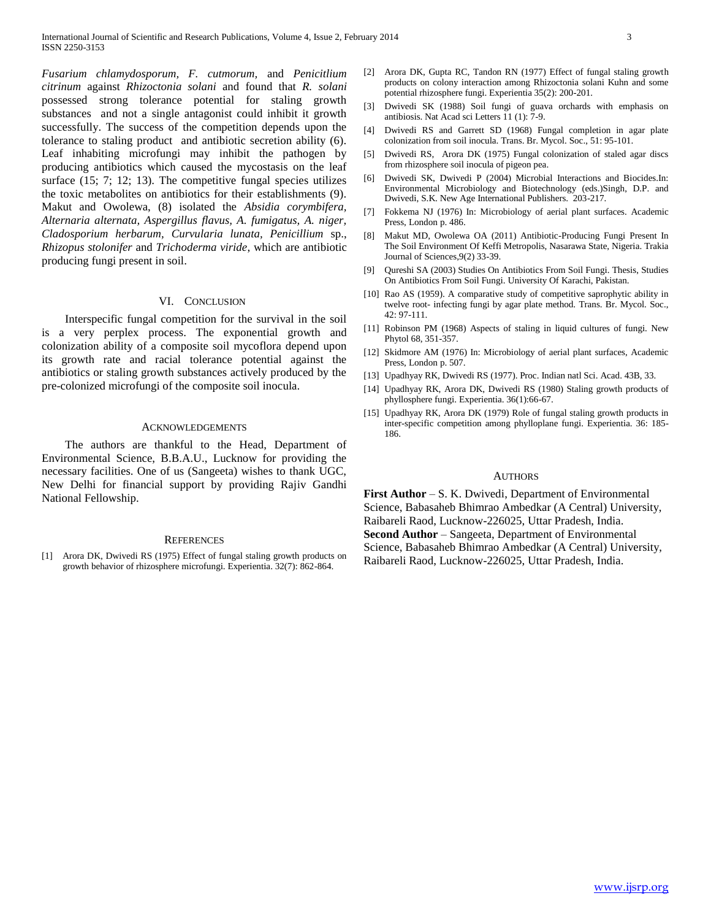*Fusarium chlamydosporum*, *F. cutmorum*, and *Penicitlium citrinum* against *Rhizoctonia solani* and found that *R. solani* possessed strong tolerance potential for staling growth substances and not a single antagonist could inhibit it growth successfully. The success of the competition depends upon the tolerance to staling product and antibiotic secretion ability (6). Leaf inhabiting microfungi may inhibit the pathogen by producing antibiotics which caused the mycostasis on the leaf surface (15; 7; 12; 13). The competitive fungal species utilizes the toxic metabolites on antibiotics for their establishments (9). Makut and Owolewa, (8) isolated the *Absidia corymbifera*, *Alternaria alternata*, *Aspergillus flavus*, *A. fumigatus*, *A. niger*, *Cladosporium herbarum*, *Curvularia lunata*, *Penicillium* sp., *Rhizopus stolonifer* and *Trichoderma viride*, which are antibiotic producing fungi present in soil.

## VI. Conclusion

Interspecific fungal competition for the survival in the soil is a very perplex process. The exponential growth and colonization ability of a composite soil mycoflora depend upon its growth rate and racial tolerance potential against the antibiotics or staling growth substances actively produced by the pre-colonized microfungi of the composite soil inocula.

## Acknowledgements

The authors are thankful to the Head, Department of Environmental Science, B.B.A.U., Lucknow for providing the necessary facilities. One of us (Sangeeta) wishes to thank UGC, New Delhi for financial support by providing Rajiv Gandhi National Fellowship.

## References

[1] Arora DK, Dwivedi RS (1975) Effect of fungal staling growth products on growth behavior of rhizosphere microfungi. Experientia. 32(7): 862-864.

[2] Arora DK, Gupta RC, Tandon RN (1977) Effect of fungal staling growth products on colony interaction among Rhizoctonia solani Kuhn and some potential rhizosphere fungi. Experientia 35(2): 200-201.

[3] Dwivedi SK (1988) Soil fungi of guava orchards with emphasis on antibiosis. Nat Acad sci Letters 11 (1): 7-9.

[4] Dwivedi RS and Garrett SD (1968) Fungal completion in agar plate colonization from soil inocula. Trans. Br. Mycol. Soc., 51: 95-101.

[5] Dwivedi RS, Arora DK (1975) Fungal colonization of staled agar discs from rhizosphere soil inocula of pigeon pea.

[6] Dwivedi SK, Dwivedi P (2004) Microbial Interactions and Biocides.In: Environmental Microbiology and Biotechnology (eds.)Singh, D.P. and Dwivedi, S.K. New Age International Publishers. 203-217.

[7] Fokkema NJ (1976) In: Microbiology of aerial plant surfaces. Academic Press, London p. 486.

[8] Makut MD, Owolewa OA (2011) Antibiotic-Producing Fungi Present In The Soil Environment Of Keffi Metropolis, Nasarawa State, Nigeria. Trakia Journal of Sciences,9(2) 33-39.

[9] Qureshi SA (2003) Studies On Antibiotics From Soil Fungi. Thesis, Studies On Antibiotics From Soil Fungi. University Of Karachi, Pakistan.

[10] Rao AS (1959). A comparative study of competitive saprophytic ability in twelve root- infecting fungi by agar plate method. Trans. Br. Mycol. Soc., 42: 97-111.

[11] Robinson PM (1968) Aspects of staling in liquid cultures of fungi. New Phytol 68, 351-357.

[12] Skidmore AM (1976) In: Microbiology of aerial plant surfaces, Academic Press, London p. 507.

[13] Upadhyay RK, Dwivedi RS (1977). Proc. Indian natl Sci. Acad. 43B, 33.

[14] Upadhyay RK, Arora DK, Dwivedi RS (1980) Staling growth products of phyllosphere fungi. Experientia. 36(1):66-67.

[15] Upadhyay RK, Arora DK (1979) Role of fungal staling growth products in inter-specific competition among phylloplane fungi. Experientia. 36: 185-186.

## Authors

**First Author** – S. K. Dwivedi, Department of Environmental Science, Babasaheb Bhimrao Ambedkar (A Central) University, Raibareli Raod, Lucknow-226025, Uttar Pradesh, India.

**Second Author** – Sangeeta, Department of Environmental Science, Babasaheb Bhimrao Ambedkar (A Central) University, Raibareli Raod, Lucknow-226025, Uttar Pradesh, India.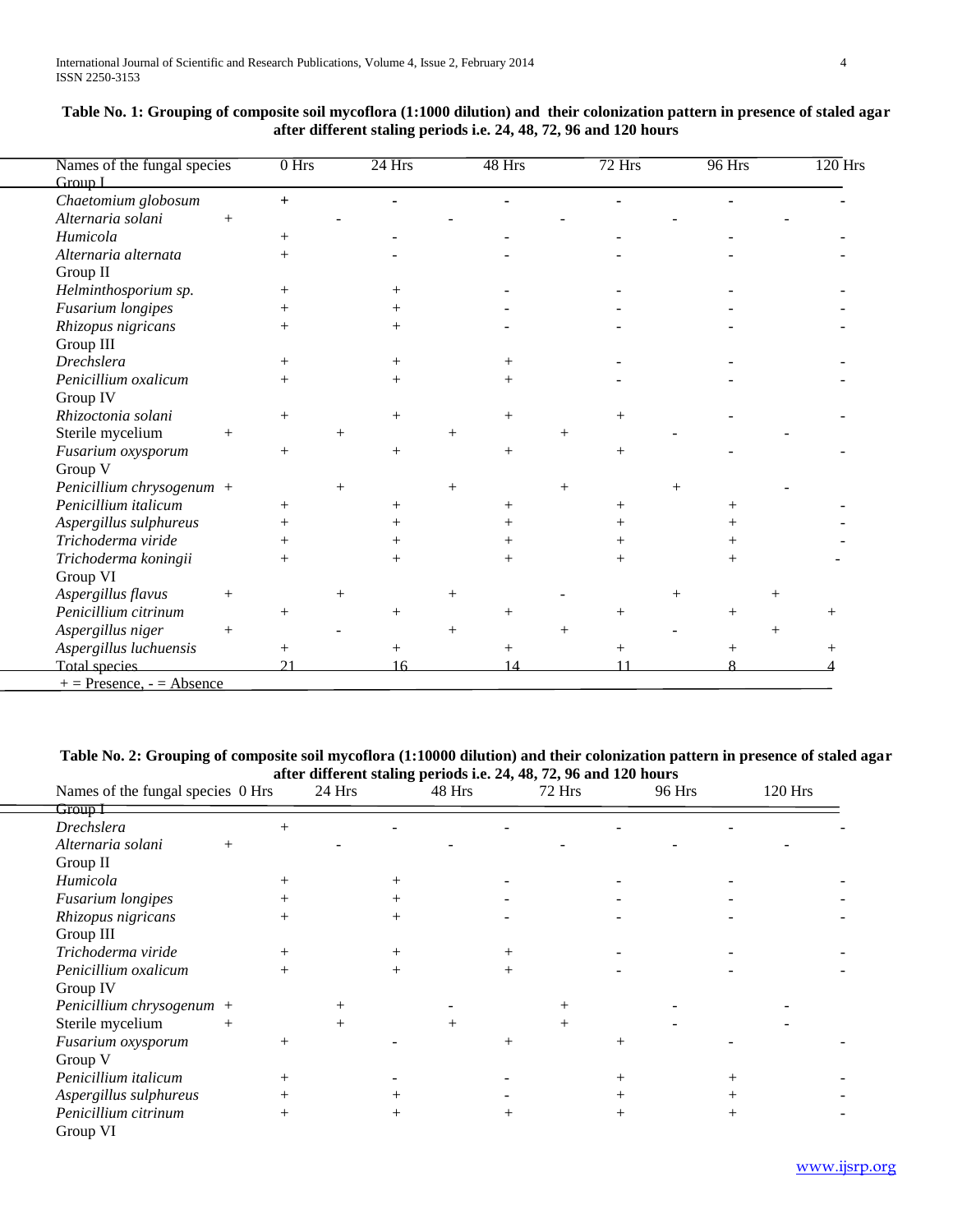**Table No. 1: Grouping of composite soil mycoflora (1:1000 dilution) and their colonization pattern in presence of staled agar after different staling periods i.e. 24, 48, 72, 96 and 120 hours**

| Names of the fungal species | 0 Hrs | 24 Hrs | 48 Hrs | 72 Hrs | 96 Hrs | 120 Hrs |
|---|---|---|---|---|---|---|
| Group I | | | | | | |
| *Chaetomium globosum* | + | - | - | - | - | - |
| *Alternaria solani* | + | - | - | - | - | - |
| *Humicola* | + | - | - | - | - | - |
| *Alternaria alternata* | + | - | - | - | - | - |
| Group II | | | | | | |
| *Helminthosporium sp.* | + | + | - | - | - | - |
| *Fusarium longipes* | + | + | - | - | - | - |
| *Rhizopus nigricans* | + | + | - | - | - | - |
| Group III | | | | | | |
| *Drechslera* | + | + | + | - | - | - |
| *Penicillium oxalicum* | + | + | + | - | - | - |
| Group IV | | | | | | |
| *Rhizoctonia solani* | + | + | + | + | - | - |
| Sterile mycelium | + | + | + | + | - | - |
| *Fusarium oxysporum* | + | + | + | + | - | - |
| Group V | | | | | | |
| *Penicillium chrysogenum* | + | + | + | + | + | - |
| *Penicillium italicum* | + | + | + | + | + | - |
| *Aspergillus sulphureus* | + | + | + | + | + | - |
| *Trichoderma viride* | + | + | + | + | + | - |
| *Trichoderma koningii* | + | + | + | + | + | - |
| Group VI | | | | | | |
| *Aspergillus flavus* | + | + | + | - | + | + |
| *Penicillium citrinum* | + | + | + | + | + | + |
| *Aspergillus niger* | + | - | + | + | - | + |
| *Aspergillus luchuensis* | + | + | + | + | + | + |
| Total species | 21 | 16 | 14 | 11 | 8 | 4 |

+ = Presence, - = Absence

**Table No. 2: Grouping of composite soil mycoflora (1:10000 dilution) and their colonization pattern in presence of staled agar after different staling periods i.e. 24, 48, 72, 96 and 120 hours**

| Names of the fungal species | 0 Hrs | 24 Hrs | 48 Hrs | 72 Hrs | 96 Hrs | 120 Hrs |
|---|---|---|---|---|---|---|
| Group I | | | | | | |
| *Drechslera* | + | - | - | - | - | - |
| *Alternaria solani* | + | - | - | - | - | - |
| Group II | | | | | | |
| *Humicola* | + | + | - | - | - | - |
| *Fusarium longipes* | + | + | - | - | - | - |
| *Rhizopus nigricans* | + | + | - | - | - | - |
| Group III | | | | | | |
| *Trichoderma viride* | + | + | + | - | - | - |
| *Penicillium oxalicum* | + | + | + | - | - | - |
| Group IV | | | | | | |
| *Penicillium chrysogenum* | + | + | - | + | - | - |
| Sterile mycelium | + | + | + | + | - | - |
| *Fusarium oxysporum* | + | - | + | + | - | - |
| Group V | | | | | | |
| *Penicillium italicum* | + | - | - | + | + | - |
| *Aspergillus sulphureus* | + | + | - | + | + | - |
| *Penicillium citrinum* | + | + | + | + | + | - |
| Group VI | | | | | | |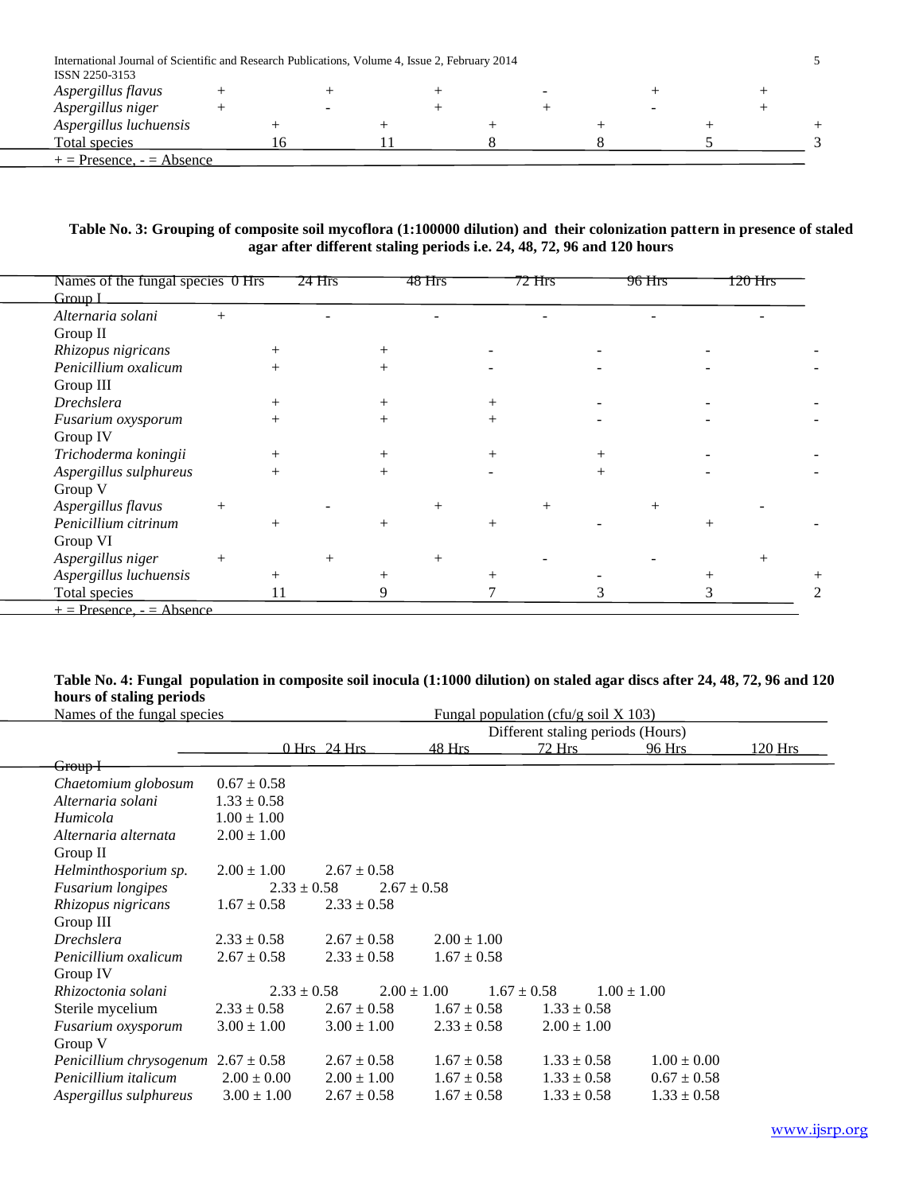| | | | | | | |
|---|---|---|---|---|---|---|
| *Aspergillus flavus* | + | + | + | - | + | + |
| *Aspergillus niger* | + | - | + | + | - | + |
| *Aspergillus luchuensis* | + | + | + | + | + | + |
| Total species | 16 | 11 | 8 | 8 | 5 | 3 |

+ = Presence, - = Absence

**Table No. 3: Grouping of composite soil mycoflora (1:100000 dilution) and their colonization pattern in presence of staled agar after different staling periods i.e. 24, 48, 72, 96 and 120 hours**

| Names of the fungal species | 0 Hrs | 24 Hrs | 48 Hrs | 72 Hrs | 96 Hrs | 120 Hrs |
|---|---|---|---|---|---|---|
| Group I | | | | | | |
| *Alternaria solani* | + | - | - | - | - | - |
| Group II | | | | | | |
| *Rhizopus nigricans* | + | + | - | - | - | - |
| *Penicillium oxalicum* | + | + | - | - | - | - |
| Group III | | | | | | |
| *Drechslera* | + | + | + | - | - | - |
| *Fusarium oxysporum* | + | + | + | - | - | - |
| Group IV | | | | | | |
| *Trichoderma koningii* | + | + | + | + | - | - |
| *Aspergillus sulphureus* | + | + | - | + | - | - |
| Group V | | | | | | |
| *Aspergillus flavus* | + | - | + | + | + | - |
| *Penicillium citrinum* | + | + | + | - | + | - |
| Group VI | | | | | | |
| *Aspergillus niger* | + | + | + | - | - | + |
| *Aspergillus luchuensis* | + | + | + | - | + | + |
| Total species | 11 | 9 | 7 | 3 | 3 | 2 |

+ = Presence, - = Absence

**Table No. 4: Fungal population in composite soil inocula (1:1000 dilution) on staled agar discs after 24, 48, 72, 96 and 120 hours of staling periods**

| Names of the fungal species | Fungal population (cfu/g soil X 103) | | | | | |
|---|---|---|---|---|---|---|
| | Different staling periods (Hours) | | | | | |
| | 0 Hrs | 24 Hrs | 48 Hrs | 72 Hrs | 96 Hrs | 120 Hrs |
| Group I | | | | | | |
| *Chaetomium globosum* | 0.67 ± 0.58 | | | | | |
| *Alternaria solani* | 1.33 ± 0.58 | | | | | |
| *Humicola* | 1.00 ± 1.00 | | | | | |
| *Alternaria alternata* | 2.00 ± 1.00 | | | | | |
| Group II | | | | | | |
| *Helminthosporium sp.* | 2.00 ± 1.00 | 2.67 ± 0.58 | | | | |
| *Fusarium longipes* | 2.33 ± 0.58 | 2.67 ± 0.58 | | | | |
| *Rhizopus nigricans* | 1.67 ± 0.58 | 2.33 ± 0.58 | | | | |
| Group III | | | | | | |
| *Drechslera* | 2.33 ± 0.58 | 2.67 ± 0.58 | 2.00 ± 1.00 | | | |
| *Penicillium oxalicum* | 2.67 ± 0.58 | 2.33 ± 0.58 | 1.67 ± 0.58 | | | |
| Group IV | | | | | | |
| *Rhizoctonia solani* | 2.33 ± 0.58 | 2.00 ± 1.00 | 1.67 ± 0.58 | 1.00 ± 1.00 | | |
| Sterile mycelium | 2.33 ± 0.58 | 2.67 ± 0.58 | 1.67 ± 0.58 | 1.33 ± 0.58 | | |
| *Fusarium oxysporum* | 3.00 ± 1.00 | 3.00 ± 1.00 | 2.33 ± 0.58 | 2.00 ± 1.00 | | |
| Group V | | | | | | |
| *Penicillium chrysogenum* | 2.67 ± 0.58 | 2.67 ± 0.58 | 1.67 ± 0.58 | 1.33 ± 0.58 | 1.00 ± 0.00 | |
| *Penicillium italicum* | 2.00 ± 0.00 | 2.00 ± 1.00 | 1.67 ± 0.58 | 1.33 ± 0.58 | 0.67 ± 0.58 | |
| *Aspergillus sulphureus* | 3.00 ± 1.00 | 2.67 ± 0.58 | 1.67 ± 0.58 | 1.33 ± 0.58 | 1.33 ± 0.58 | |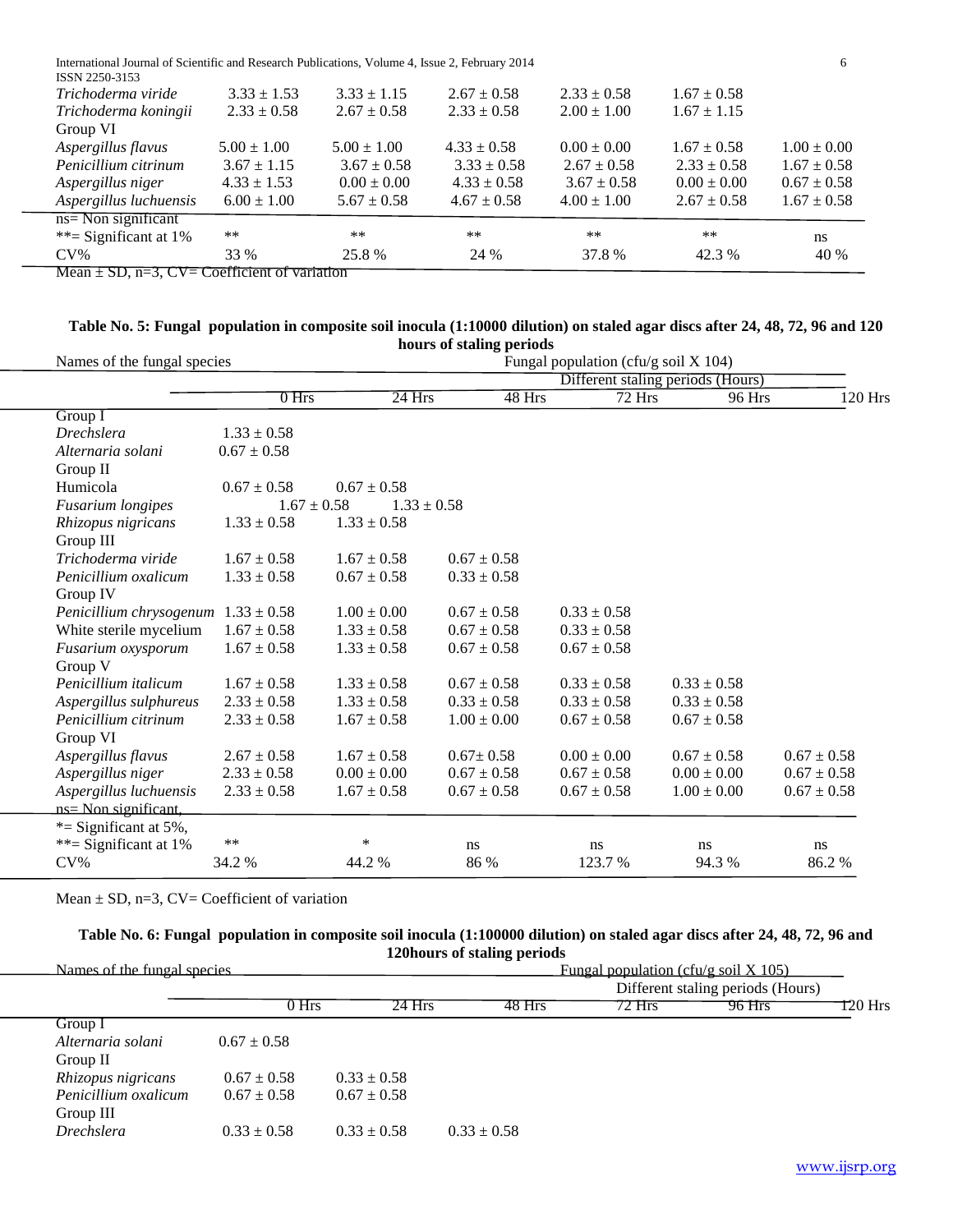| | | | | | | |
|---|---|---|---|---|---|---|
| *Trichoderma viride* | 3.33 ± 1.53 | 3.33 ± 1.15 | 2.67 ± 0.58 | 2.33 ± 0.58 | 1.67 ± 0.58 | |
| *Trichoderma koningii* | 2.33 ± 0.58 | 2.67 ± 0.58 | 2.33 ± 0.58 | 2.00 ± 1.00 | 1.67 ± 1.15 | |
| Group VI | | | | | | |
| *Aspergillus flavus* | 5.00 ± 1.00 | 5.00 ± 1.00 | 4.33 ± 0.58 | 0.00 ± 0.00 | 1.67 ± 0.58 | 1.00 ± 0.00 |
| *Penicillium citrinum* | 3.67 ± 1.15 | 3.67 ± 0.58 | 3.33 ± 0.58 | 2.67 ± 0.58 | 2.33 ± 0.58 | 1.67 ± 0.58 |
| *Aspergillus niger* | 4.33 ± 1.53 | 0.00 ± 0.00 | 4.33 ± 0.58 | 3.67 ± 0.58 | 0.00 ± 0.00 | 0.67 ± 0.58 |
| *Aspergillus luchuensis* | 6.00 ± 1.00 | 5.67 ± 0.58 | 4.67 ± 0.58 | 4.00 ± 1.00 | 2.67 ± 0.58 | 1.67 ± 0.58 |
| ns= Non significant | | | | | | |
| **= Significant at 1% | ** | ** | ** | ** | ** | ns |
| CV% | 33 % | 25.8 % | 24 % | 37.8 % | 42.3 % | 40 % |

Mean ± SD, n=3, CV= Coefficient of variation

**Table No. 5: Fungal population in composite soil inocula (1:10000 dilution) on staled agar discs after 24, 48, 72, 96 and 120 hours of staling periods**

| Names of the fungal species | Fungal population (cfu/g soil X 104) Different staling periods (Hours) | | | | | |
|---|---|---|---|---|---|---|
| | 0 Hrs | 24 Hrs | 48 Hrs | 72 Hrs | 96 Hrs | 120 Hrs |
| Group I | | | | | | |
| *Drechslera* | 1.33 ± 0.58 | | | | | |
| *Alternaria solani* | 0.67 ± 0.58 | | | | | |
| Group II | | | | | | |
| Humicola | 0.67 ± 0.58 | 0.67 ± 0.58 | | | | |
| *Fusarium longipes* | 1.67 ± 0.58 | 1.33 ± 0.58 | | | | |
| *Rhizopus nigricans* | 1.33 ± 0.58 | 1.33 ± 0.58 | | | | |
| Group III | | | | | | |
| *Trichoderma viride* | 1.67 ± 0.58 | 1.67 ± 0.58 | 0.67 ± 0.58 | | | |
| *Penicillium oxalicum* | 1.33 ± 0.58 | 0.67 ± 0.58 | 0.33 ± 0.58 | | | |
| Group IV | | | | | | |
| *Penicillium chrysogenum* | 1.33 ± 0.58 | 1.00 ± 0.00 | 0.67 ± 0.58 | 0.33 ± 0.58 | | |
| White sterile mycelium | 1.67 ± 0.58 | 1.33 ± 0.58 | 0.67 ± 0.58 | 0.33 ± 0.58 | | |
| *Fusarium oxysporum* | 1.67 ± 0.58 | 1.33 ± 0.58 | 0.67 ± 0.58 | 0.67 ± 0.58 | | |
| Group V | | | | | | |
| *Penicillium italicum* | 1.67 ± 0.58 | 1.33 ± 0.58 | 0.67 ± 0.58 | 0.33 ± 0.58 | 0.33 ± 0.58 | |
| *Aspergillus sulphureus* | 2.33 ± 0.58 | 1.33 ± 0.58 | 0.33 ± 0.58 | 0.33 ± 0.58 | 0.33 ± 0.58 | |
| *Penicillium citrinum* | 2.33 ± 0.58 | 1.67 ± 0.58 | 1.00 ± 0.00 | 0.67 ± 0.58 | 0.67 ± 0.58 | |
| Group VI | | | | | | |
| *Aspergillus flavus* | 2.67 ± 0.58 | 1.67 ± 0.58 | 0.67± 0.58 | 0.00 ± 0.00 | 0.67 ± 0.58 | 0.67 ± 0.58 |
| *Aspergillus niger* | 2.33 ± 0.58 | 0.00 ± 0.00 | 0.67 ± 0.58 | 0.67 ± 0.58 | 0.00 ± 0.00 | 0.67 ± 0.58 |
| *Aspergillus luchuensis* | 2.33 ± 0.58 | 1.67 ± 0.58 | 0.67 ± 0.58 | 0.67 ± 0.58 | 1.00 ± 0.00 | 0.67 ± 0.58 |
| ns= Non significant, | | | | | | |
| *= Significant at 5%, | | | | | | |
| **= Significant at 1% | ** | * | ns | ns | ns | ns |
| CV% | 34.2 % | 44.2 % | 86 % | 123.7 % | 94.3 % | 86.2 % |

Mean ± SD, n=3, CV= Coefficient of variation

**Table No. 6: Fungal population in composite soil inocula (1:100000 dilution) on staled agar discs after 24, 48, 72, 96 and 120hours of staling periods**

| Names of the fungal species | Fungal population (cfu/g soil X 105) Different staling periods (Hours) | | | | | |
|---|---|---|---|---|---|---|
| | 0 Hrs | 24 Hrs | 48 Hrs | 72 Hrs | 96 Hrs | 120 Hrs |
| Group I | | | | | | |
| *Alternaria solani* | 0.67 ± 0.58 | | | | | |
| Group II | | | | | | |
| *Rhizopus nigricans* | 0.67 ± 0.58 | 0.33 ± 0.58 | | | | |
| *Penicillium oxalicum* | 0.67 ± 0.58 | 0.67 ± 0.58 | | | | |
| Group III | | | | | | |
| *Drechslera* | 0.33 ± 0.58 | 0.33 ± 0.58 | 0.33 ± 0.58 | | | |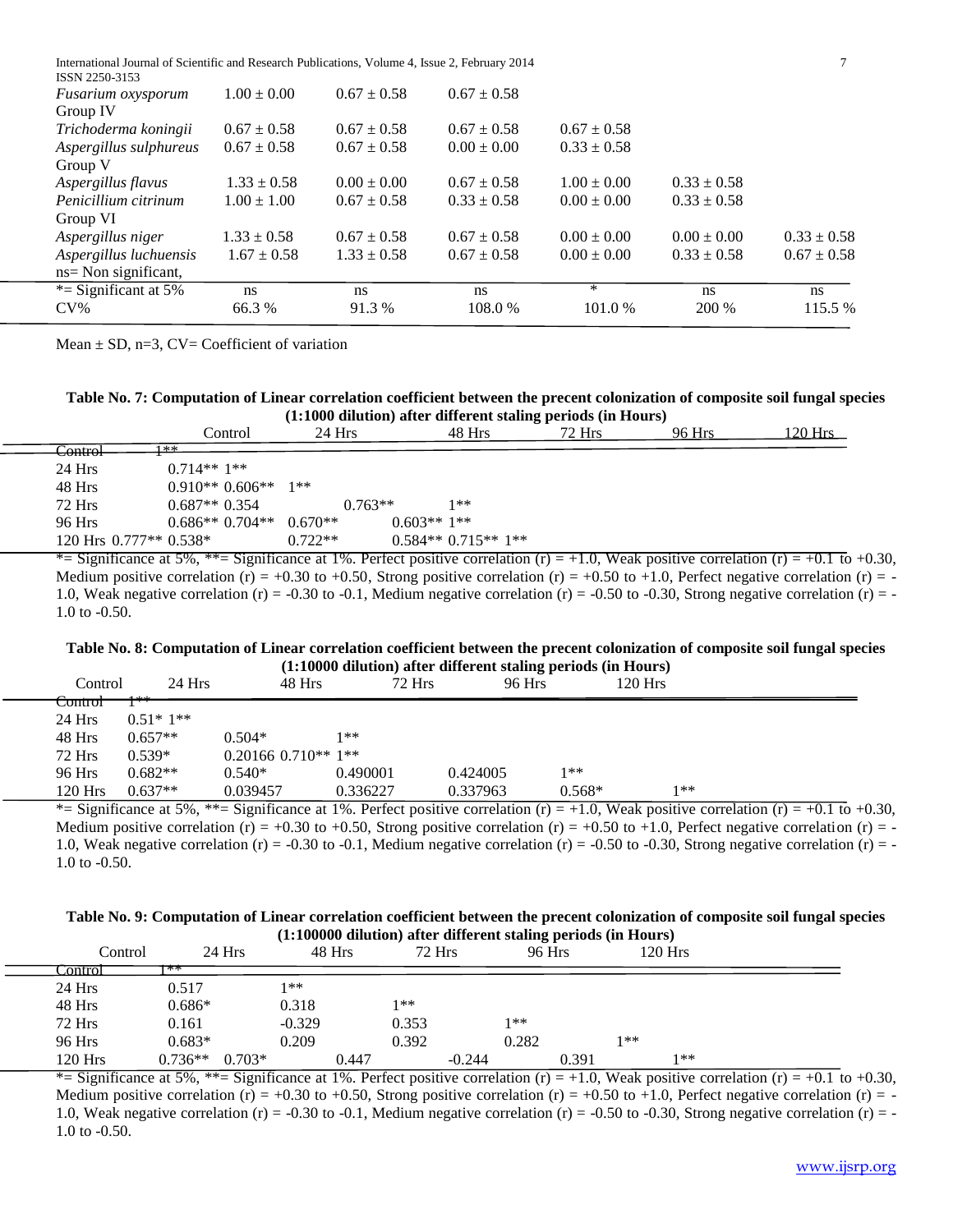| | | | | | | |
|---|---|---|---|---|---|---|
| *Fusarium oxysporum* | 1.00 ± 0.00 | 0.67 ± 0.58 | 0.67 ± 0.58 | | | |
| Group IV | | | | | | |
| *Trichoderma koningii* | 0.67 ± 0.58 | 0.67 ± 0.58 | 0.67 ± 0.58 | 0.67 ± 0.58 | | |
| *Aspergillus sulphureus* | 0.67 ± 0.58 | 0.67 ± 0.58 | 0.00 ± 0.00 | 0.33 ± 0.58 | | |
| Group V | | | | | | |
| *Aspergillus flavus* | 1.33 ± 0.58 | 0.00 ± 0.00 | 0.67 ± 0.58 | 1.00 ± 0.00 | 0.33 ± 0.58 | |
| *Penicillium citrinum* | 1.00 ± 1.00 | 0.67 ± 0.58 | 0.33 ± 0.58 | 0.00 ± 0.00 | 0.33 ± 0.58 | |
| Group VI | | | | | | |
| *Aspergillus niger* | 1.33 ± 0.58 | 0.67 ± 0.58 | 0.67 ± 0.58 | 0.00 ± 0.00 | 0.00 ± 0.00 | 0.33 ± 0.58 |
| *Aspergillus luchuensis* | 1.67 ± 0.58 | 1.33 ± 0.58 | 0.67 ± 0.58 | 0.00 ± 0.00 | 0.33 ± 0.58 | 0.67 ± 0.58 |
| ns= Non significant, | | | | | | |
| *= Significant at 5% | ns | ns | ns | * | ns | ns |
| CV% | 66.3 % | 91.3 % | 108.0 % | 101.0 % | 200 % | 115.5 % |

Mean ± SD, n=3, CV= Coefficient of variation

**Table No. 7: Computation of Linear correlation coefficient between the precent colonization of composite soil fungal species (1:1000 dilution) after different staling periods (in Hours)**

| | Control | 24 Hrs | 48 Hrs | 72 Hrs | 96 Hrs | 120 Hrs |
|---|---|---|---|---|---|---|
| Control | 1** | | | | | |
| 24 Hrs | 0.714** | 1** | | | | |
| 48 Hrs | 0.910** | 0.606** | 1** | | | |
| 72 Hrs | 0.687** | 0.354 | 0.763** | 1** | | |
| 96 Hrs | 0.686** | 0.704** | 0.670** | 0.603** | 1** | |
| 120 Hrs | 0.777** | 0.538* | 0.722** | 0.584** | 0.715** | 1** |

*= Significance at 5%, **= Significance at 1%. Perfect positive correlation (r) = +1.0, Weak positive correlation (r) = +0.1 to +0.30, Medium positive correlation (r) = +0.30 to +0.50, Strong positive correlation (r) = +0.50 to +1.0, Perfect negative correlation (r) = -1.0, Weak negative correlation (r) = -0.30 to -0.1, Medium negative correlation (r) = -0.50 to -0.30, Strong negative correlation (r) = -1.0 to -0.50.

**Table No. 8: Computation of Linear correlation coefficient between the precent colonization of composite soil fungal species (1:10000 dilution) after different staling periods (in Hours)**

| | Control | 24 Hrs | 48 Hrs | 72 Hrs | 96 Hrs | 120 Hrs |
|---|---|---|---|---|---|---|
| Control | 1** | | | | | |
| 24 Hrs | 0.51* | 1** | | | | |
| 48 Hrs | 0.657** | 0.504* | 1** | | | |
| 72 Hrs | 0.539* | 0.20166 | 0.710** | 1** | | |
| 96 Hrs | 0.682** | 0.540* | 0.490001 | 0.424005 | 1** | |
| 120 Hrs | 0.637** | 0.039457 | 0.336227 | 0.337963 | 0.568* | 1** |

*= Significance at 5%, **= Significance at 1%. Perfect positive correlation (r) = +1.0, Weak positive correlation (r) = +0.1 to +0.30, Medium positive correlation (r) = +0.30 to +0.50, Strong positive correlation (r) = +0.50 to +1.0, Perfect negative correlation (r) = -1.0, Weak negative correlation (r) = -0.30 to -0.1, Medium negative correlation (r) = -0.50 to -0.30, Strong negative correlation (r) = -1.0 to -0.50.

**Table No. 9: Computation of Linear correlation coefficient between the precent colonization of composite soil fungal species (1:100000 dilution) after different staling periods (in Hours)**

| | Control | 24 Hrs | 48 Hrs | 72 Hrs | 96 Hrs | 120 Hrs |
|---|---|---|---|---|---|---|
| Control | 1** | | | | | |
| 24 Hrs | 0.517 | 1** | | | | |
| 48 Hrs | 0.686* | 0.318 | 1** | | | |
| 72 Hrs | 0.161 | -0.329 | 0.353 | 1** | | |
| 96 Hrs | 0.683* | 0.209 | 0.392 | 0.282 | 1** | |
| 120 Hrs | 0.736** | 0.703* | 0.447 | -0.244 | 0.391 | 1** |

*= Significance at 5%, **= Significance at 1%. Perfect positive correlation (r) = +1.0, Weak positive correlation (r) = +0.1 to +0.30, Medium positive correlation (r) = +0.30 to +0.50, Strong positive correlation (r) = +0.50 to +1.0, Perfect negative correlation (r) = -1.0, Weak negative correlation (r) = -0.30 to -0.1, Medium negative correlation (r) = -0.50 to -0.30, Strong negative correlation (r) = -1.0 to -0.50.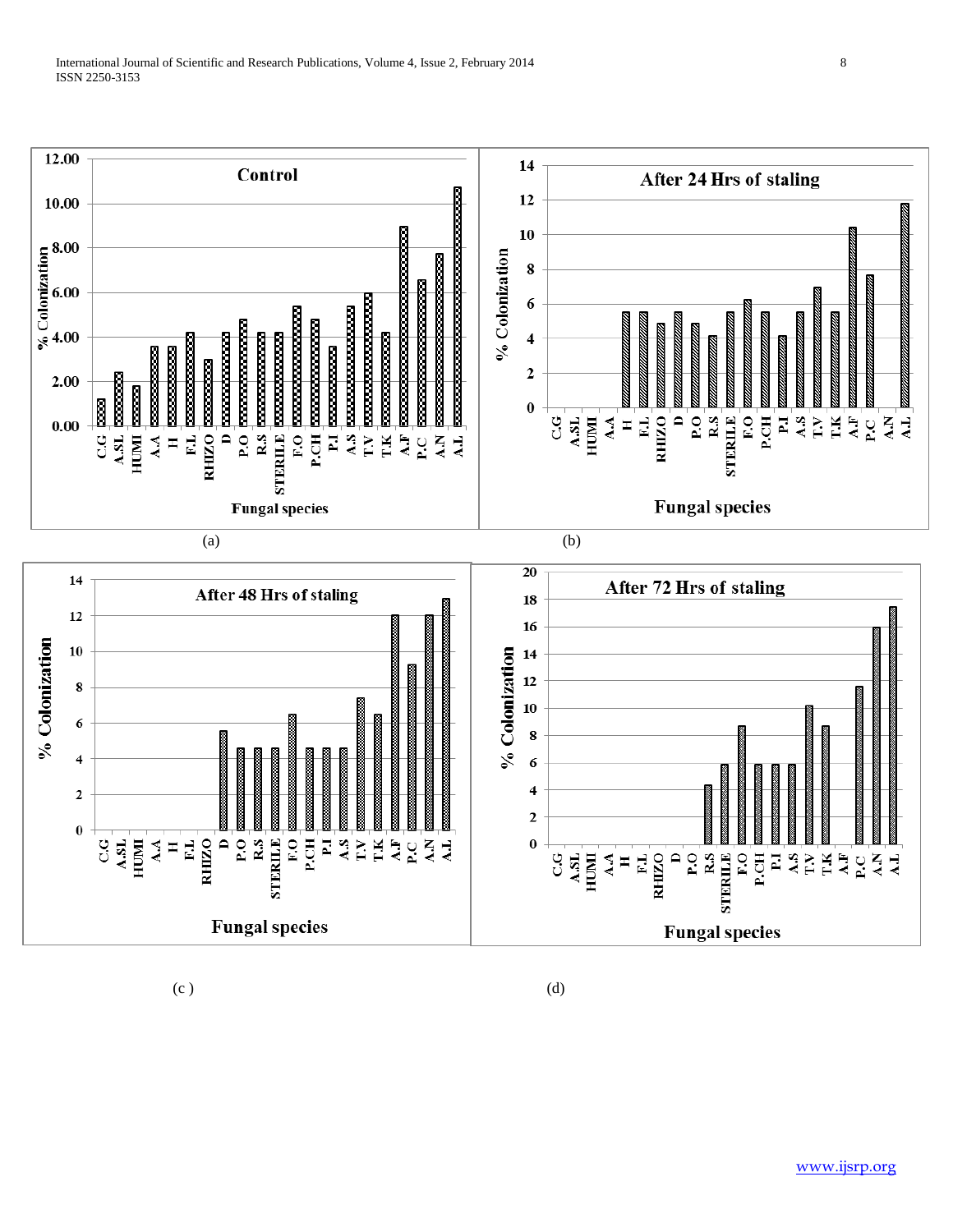(a)

(b)

(c )

(d)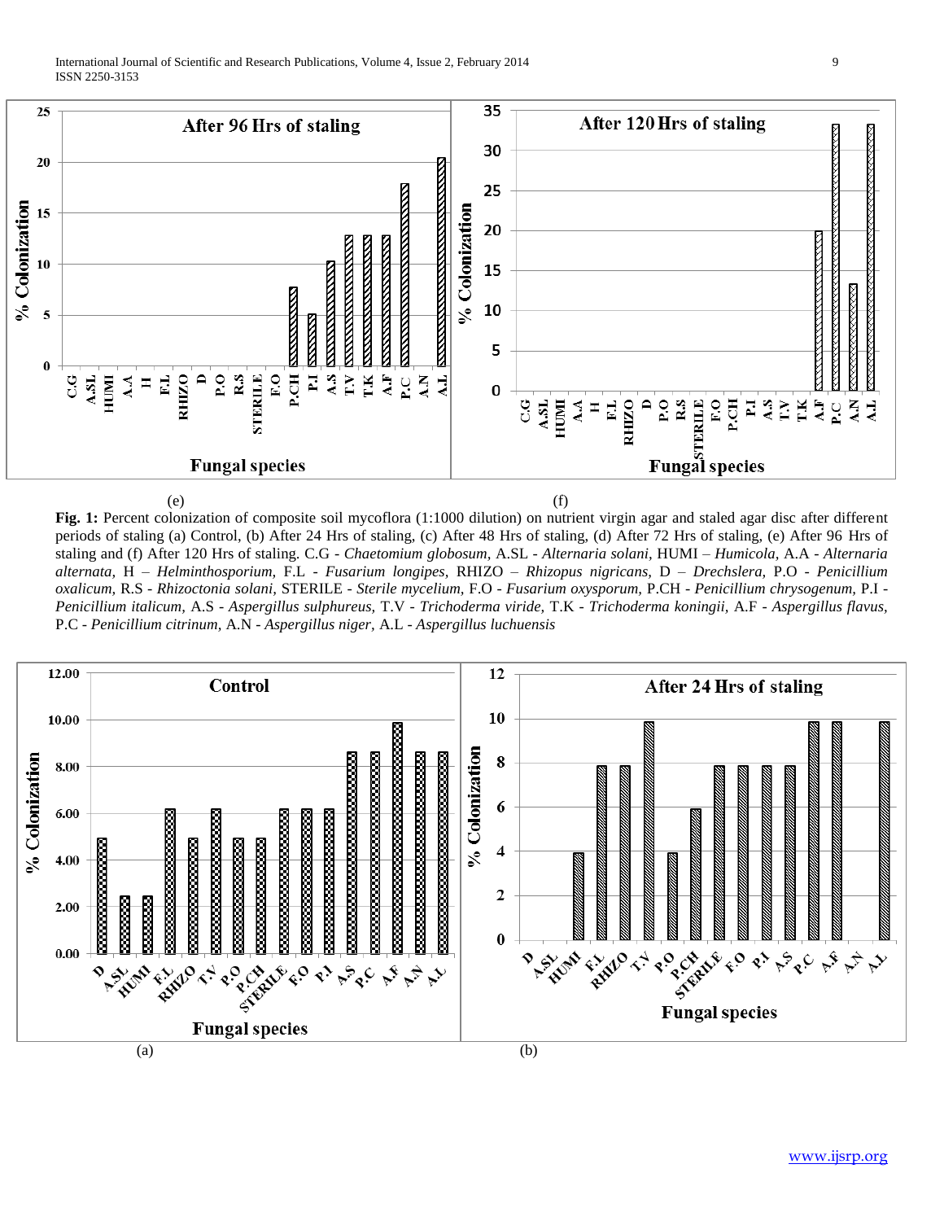(e) (f)

**Fig. 1:** Percent colonization of composite soil mycoflora (1:1000 dilution) on nutrient virgin agar and staled agar disc after different periods of staling (a) Control, (b) After 24 Hrs of staling, (c) After 48 Hrs of staling, (d) After 72 Hrs of staling, (e) After 96 Hrs of staling and (f) After 120 Hrs of staling. C.G - *Chaetomium globosum,* A.SL - *Alternaria solani,* HUMI – *Humicola,* A.A - *Alternaria alternata,* H – *Helminthosporium,* F.L - *Fusarium longipes,* RHIZO – *Rhizopus nigricans,* D – *Drechslera,* P.O - *Penicillium oxalicum,* R.S - *Rhizoctonia solani,* STERILE - *Sterile mycelium,* F.O - *Fusarium oxysporum,* P.CH - *Penicillium chrysogenum,* P.I - *Penicillium italicum,* A.S - *Aspergillus sulphureus,* T.V - *Trichoderma viride,* T.K - *Trichoderma koningii,* A.F - *Aspergillus flavus,* P.C - *Penicillium citrinum,* A.N - *Aspergillus niger,* A.L - *Aspergillus luchuensis*

(a) (b)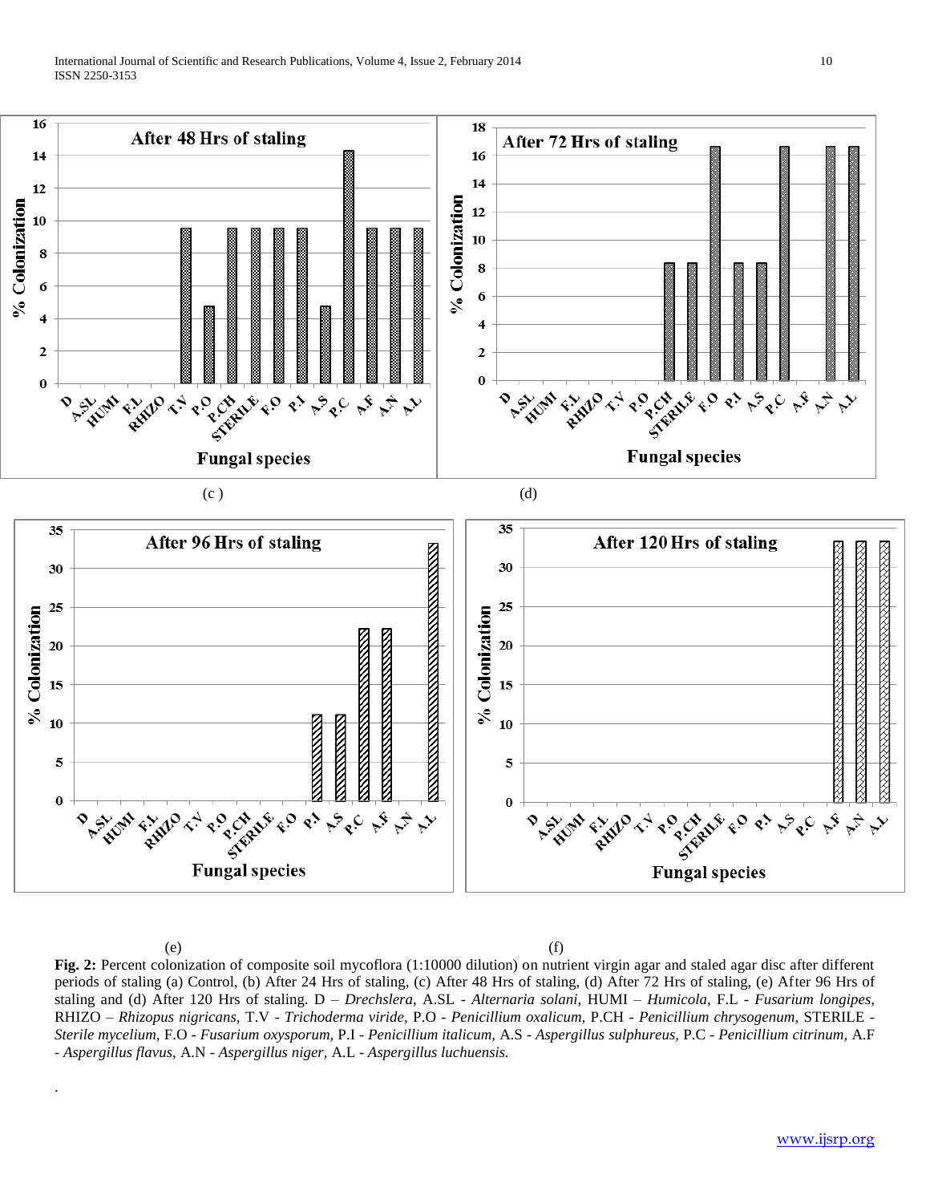(c )

(d)

(e)

(f)

**Fig. 2:** Percent colonization of composite soil mycoflora (1:10000 dilution) on nutrient virgin agar and staled agar disc after different periods of staling (a) Control, (b) After 24 Hrs of staling, (c) After 48 Hrs of staling, (d) After 72 Hrs of staling, (e) After 96 Hrs of staling and (d) After 120 Hrs of staling. D – *Drechslera,* A.SL - *Alternaria solani,* HUMI – *Humicola,* F.L - *Fusarium longipes,* RHIZO – *Rhizopus nigricans,* T.V - *Trichoderma viride,* P.O - *Penicillium oxalicum,* P.CH - *Penicillium chrysogenum,* STERILE - *Sterile mycelium,* F.O - *Fusarium oxysporum,* P.I - *Penicillium italicum,* A.S - *Aspergillus sulphureus,* P.C - *Penicillium citrinum,* A.F - *Aspergillus flavus,* A.N - *Aspergillus niger,* A.L - *Aspergillus luchuensis.*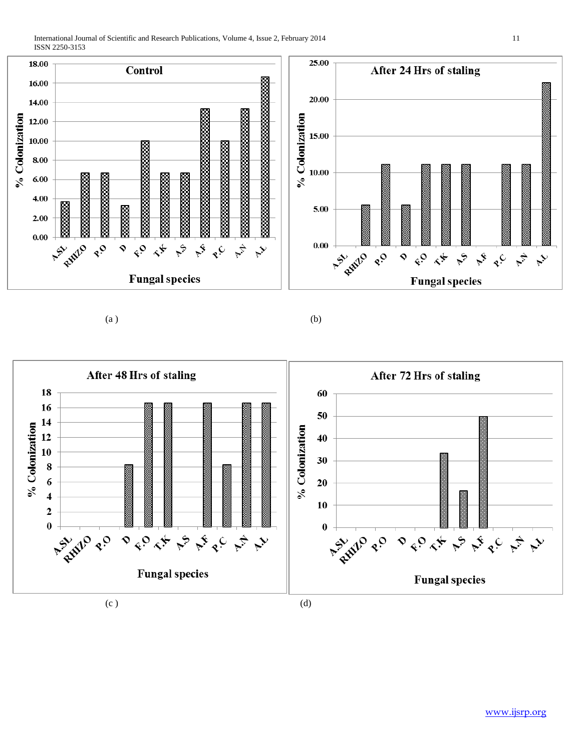(a)

(b)

(c)

(d)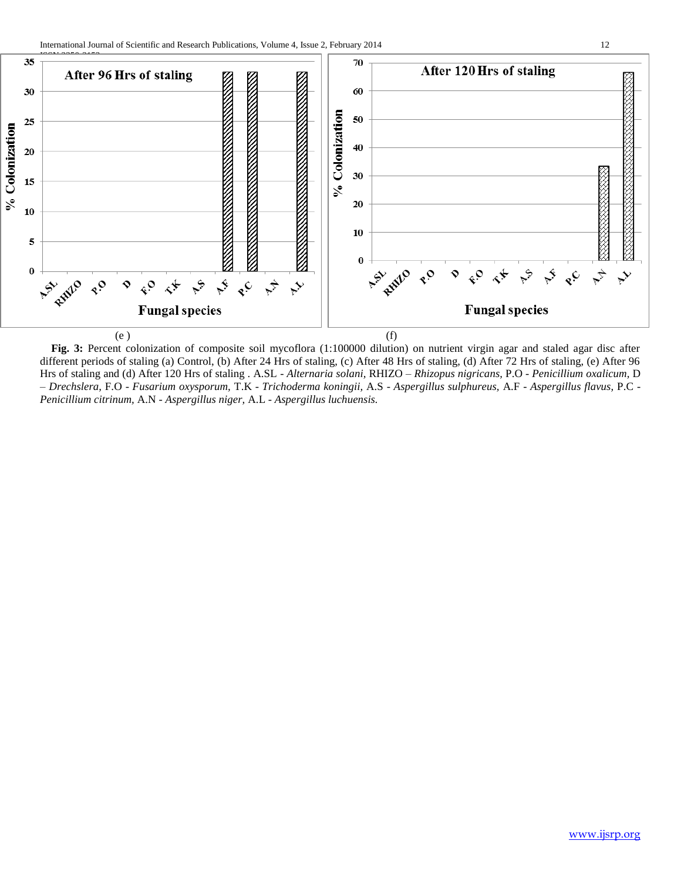After 96 Hrs of staling

% Colonization

35
30
25
20
15
10
5
0

A.SL RHIZO P.O D F.O T.K A.S A.F P.C A.N A.L

Fungal species

(e )

After 120 Hrs of staling

% Colonization

70
60
50
40
30
20
10
0

A.SL RHIZO P.O D F.O T.K A.S A.F P.C A.N A.L

Fungal species

(f)

**Fig. 3:** Percent colonization of composite soil mycoflora (1:100000 dilution) on nutrient virgin agar and staled agar disc after different periods of staling (a) Control, (b) After 24 Hrs of staling, (c) After 48 Hrs of staling, (d) After 72 Hrs of staling, (e) After 96 Hrs of staling and (d) After 120 Hrs of staling . A.SL - *Alternaria solani,* RHIZO – *Rhizopus nigricans,* P.O - *Penicillium oxalicum,* D – *Drechslera,* F.O - *Fusarium oxysporum,* T.K - *Trichoderma koningii,* A.S - *Aspergillus sulphureus,* A.F - *Aspergillus flavus,* P.C - *Penicillium citrinum,* A.N - *Aspergillus niger,* A.L - *Aspergillus luchuensis.*